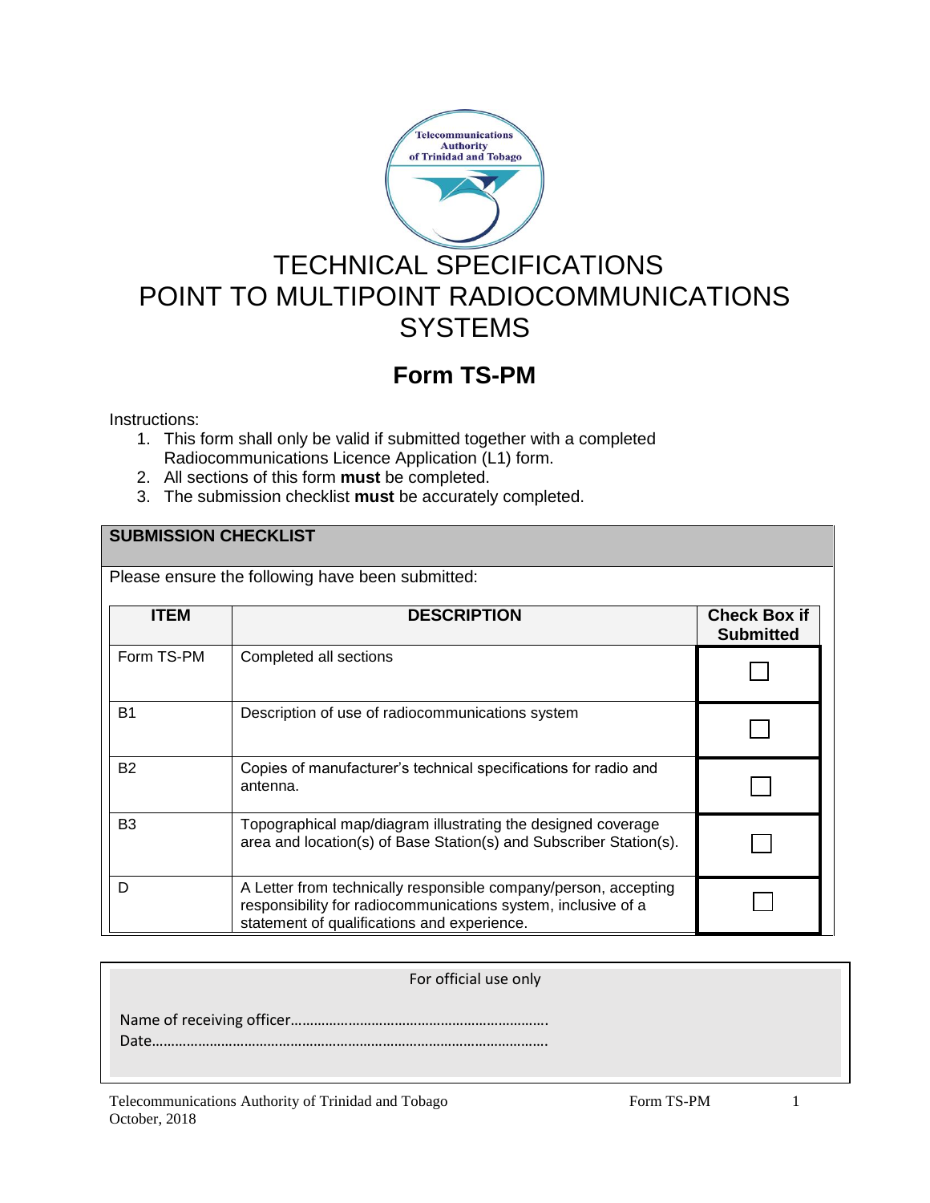# TECHNICAL SPECIFICATIONS POINT TO MULTIPOINT RADIOCOMMUNICATIONS SYSTEMS

## Form TS-PM

Instructions:

1. This form shall only be valid if submitted together with a completed Radiocommunications Licence Application (L1) form.
2. All sections of this form **must** be completed.
3. The submission checklist **must** be accurately completed.

**SUBMISSION CHECKLIST**

Please ensure the following have been submitted:

| ITEM | DESCRIPTION | Check Box if Submitted |
|---|---|---|
| Form TS-PM | Completed all sections | ☐ |
| B1 | Description of use of radiocommunications system | ☐ |
| B2 | Copies of manufacturer's technical specifications for radio and antenna. | ☐ |
| B3 | Topographical map/diagram illustrating the designed coverage area and location(s) of Base Station(s) and Subscriber Station(s). | ☐ |
| D | A Letter from technically responsible company/person, accepting responsibility for radiocommunications system, inclusive of a statement of qualifications and experience. | ☐ |

For official use only

Name of receiving officer……………………………………………………….
Date…………………………………………………………………………………….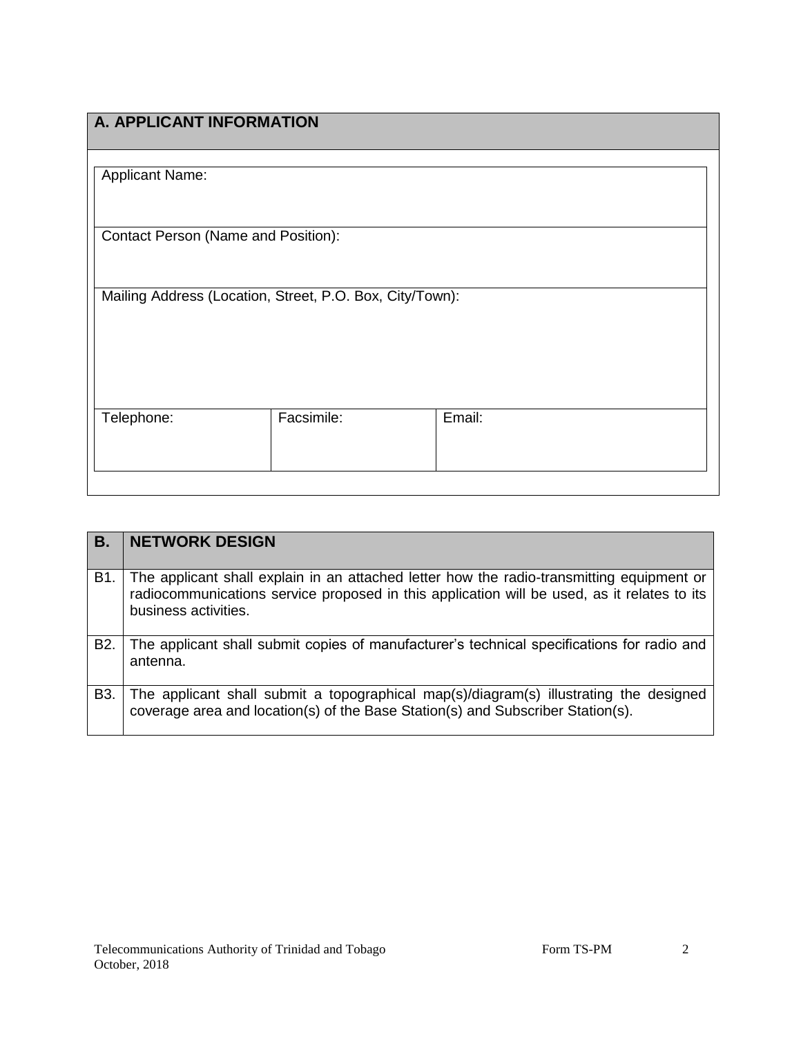## A. APPLICANT INFORMATION

| Applicant Name: | | |
|---|---|---|
| Contact Person (Name and Position): | | |
| Mailing Address (Location, Street, P.O. Box, City/Town): | | |
| Telephone: | Facsimile: | Email: |

| B. | NETWORK DESIGN |
|---|---|
| B1. | The applicant shall explain in an attached letter how the radio-transmitting equipment or radiocommunications service proposed in this application will be used, as it relates to its business activities. |
| B2. | The applicant shall submit copies of manufacturer's technical specifications for radio and antenna. |
| B3. | The applicant shall submit a topographical map(s)/diagram(s) illustrating the designed coverage area and location(s) of the Base Station(s) and Subscriber Station(s). |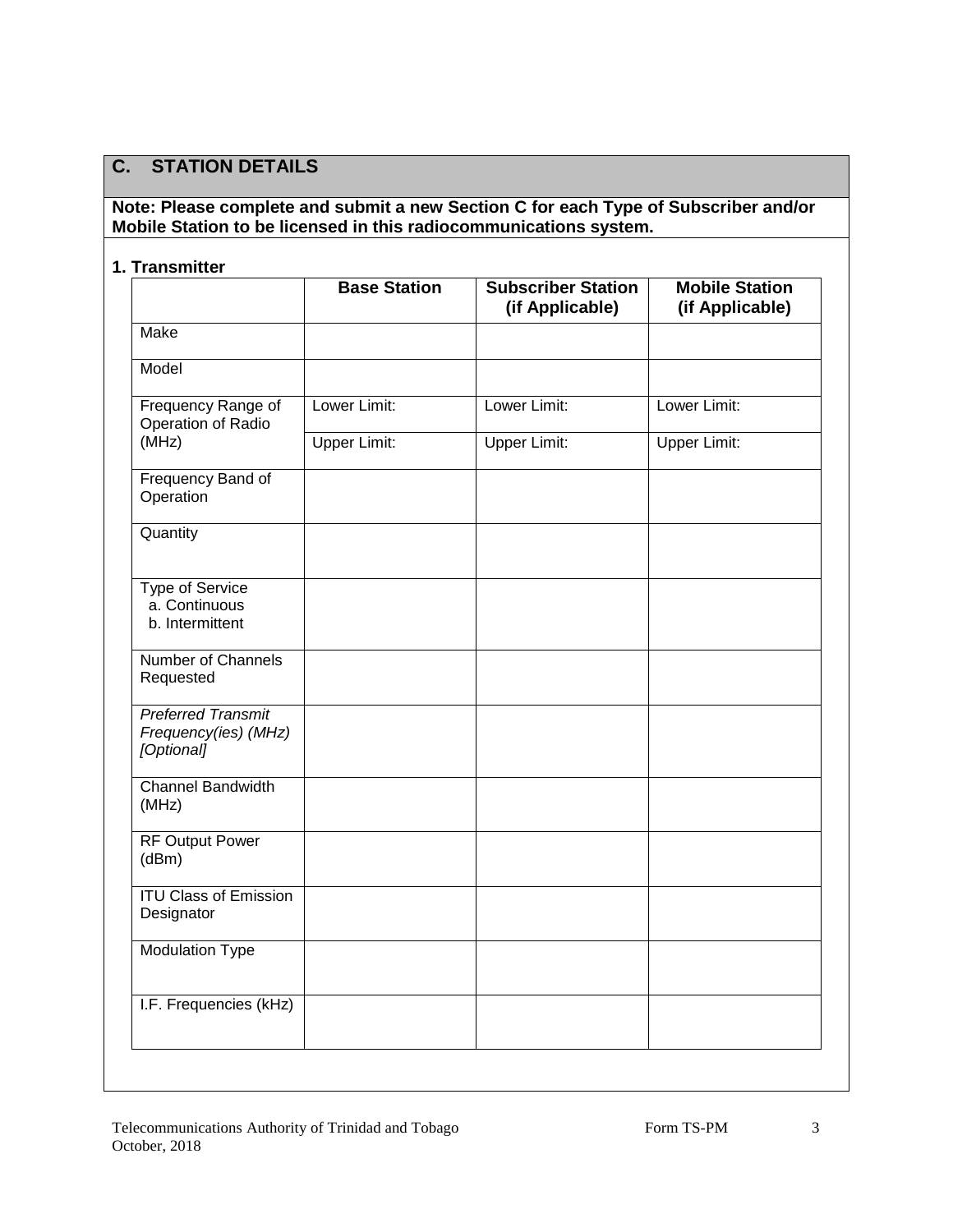## C. STATION DETAILS

**Note: Please complete and submit a new Section C for each Type of Subscriber and/or Mobile Station to be licensed in this radiocommunications system.**

**1. Transmitter**

| | **Base Station** | **Subscriber Station (if Applicable)** | **Mobile Station (if Applicable)** |
|---|---|---|---|
| Make | | | |
| Model | | | |
| Frequency Range of Operation of Radio (MHz) | Lower Limit: | Lower Limit: | Lower Limit: |
| | Upper Limit: | Upper Limit: | Upper Limit: |
| Frequency Band of Operation | | | |
| Quantity | | | |
| Type of Service<br>a. Continuous<br>b. Intermittent | | | |
| Number of Channels Requested | | | |
| *Preferred Transmit Frequency(ies) (MHz) [Optional]* | | | |
| Channel Bandwidth (MHz) | | | |
| RF Output Power (dBm) | | | |
| ITU Class of Emission Designator | | | |
| Modulation Type | | | |
| I.F. Frequencies (kHz) | | | |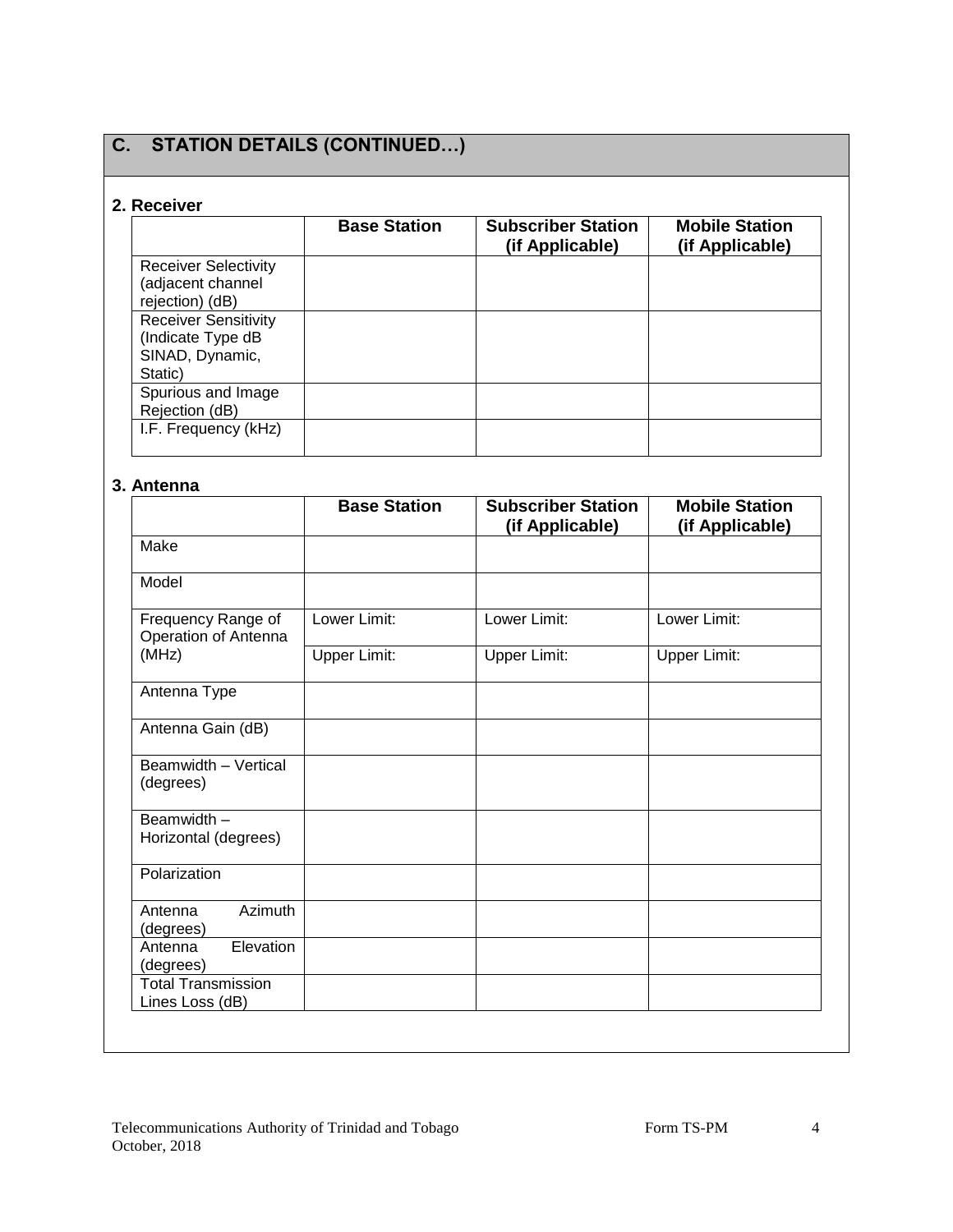## C. STATION DETAILS (CONTINUED…)

### 2. Receiver

| | Base Station | Subscriber Station (if Applicable) | Mobile Station (if Applicable) |
|---|---|---|---|
| Receiver Selectivity (adjacent channel rejection) (dB) | | | |
| Receiver Sensitivity (Indicate Type dB SINAD, Dynamic, Static) | | | |
| Spurious and Image Rejection (dB) | | | |
| I.F. Frequency (kHz) | | | |

### 3. Antenna

| | Base Station | Subscriber Station (if Applicable) | Mobile Station (if Applicable) |
|---|---|---|---|
| Make | | | |
| Model | | | |
| Frequency Range of Operation of Antenna (MHz) | Lower Limit: | Lower Limit: | Lower Limit: |
| | Upper Limit: | Upper Limit: | Upper Limit: |
| Antenna Type | | | |
| Antenna Gain (dB) | | | |
| Beamwidth – Vertical (degrees) | | | |
| Beamwidth – Horizontal (degrees) | | | |
| Polarization | | | |
| Antenna Azimuth (degrees) | | | |
| Antenna Elevation (degrees) | | | |
| Total Transmission Lines Loss (dB) | | | |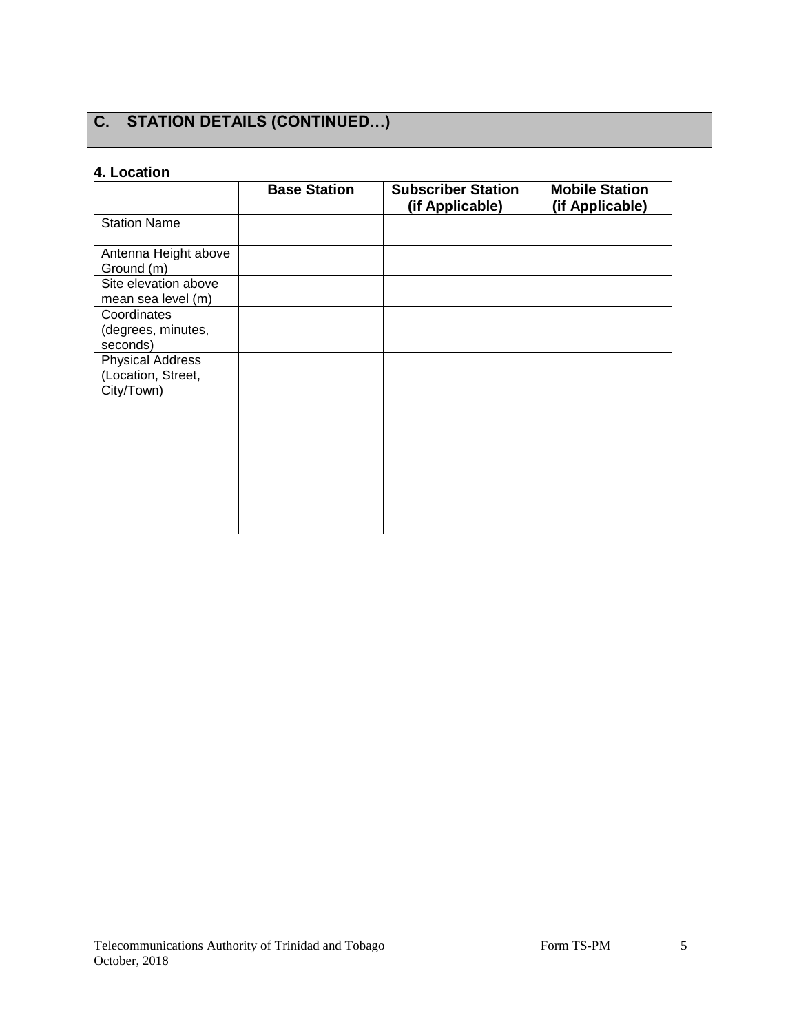## C. STATION DETAILS (CONTINUED…)

### 4. Location

| | Base Station | Subscriber Station (if Applicable) | Mobile Station (if Applicable) |
|---|---|---|---|
| Station Name | | | |
| Antenna Height above Ground (m) | | | |
| Site elevation above mean sea level (m) | | | |
| Coordinates (degrees, minutes, seconds) | | | |
| Physical Address (Location, Street, City/Town) | | | |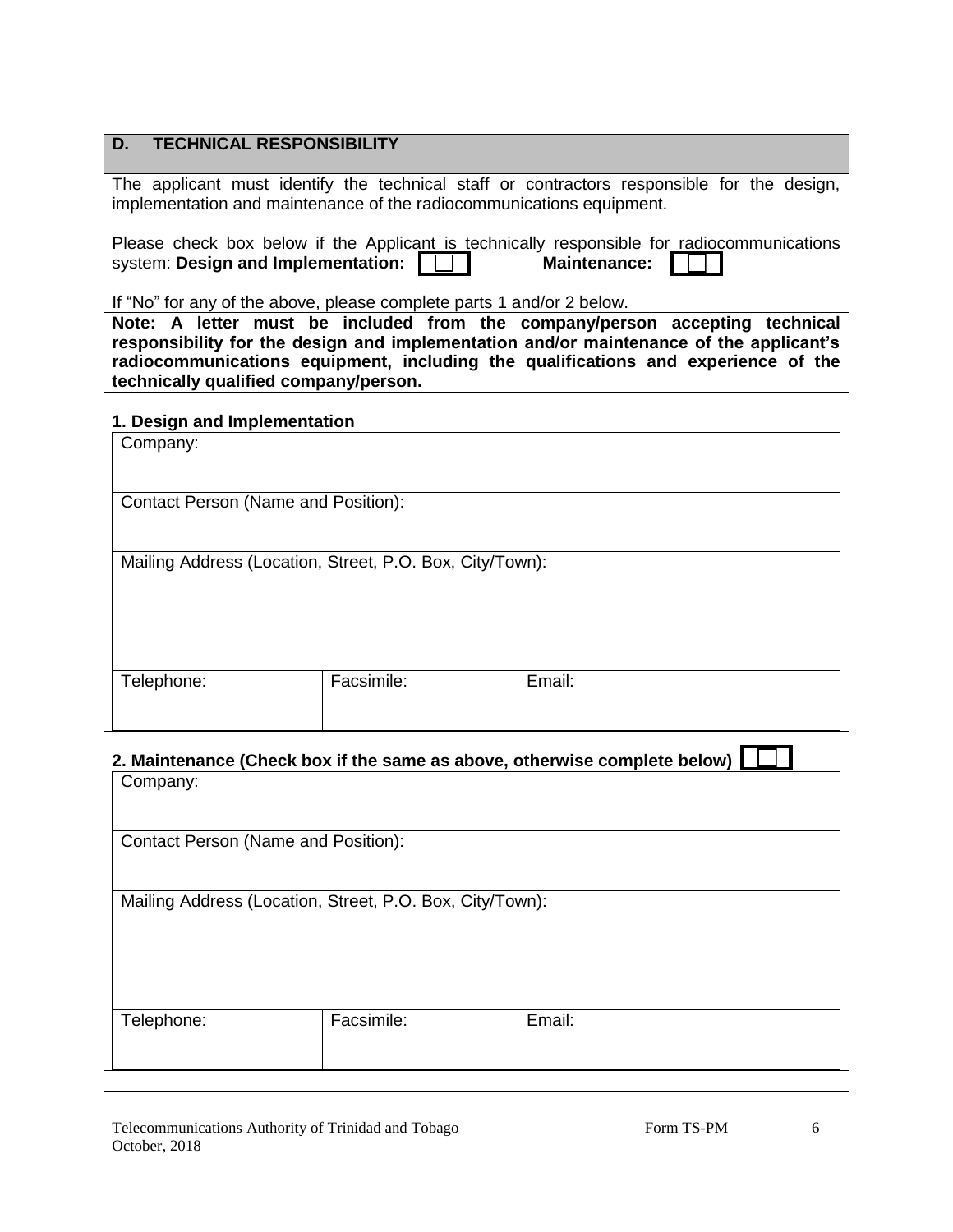## D. TECHNICAL RESPONSIBILITY

The applicant must identify the technical staff or contractors responsible for the design, implementation and maintenance of the radiocommunications equipment.

Please check box below if the Applicant is technically responsible for radiocommunications system: **Design and Implementation:** ☐ **Maintenance:** ☐

If "No" for any of the above, please complete parts 1 and/or 2 below.

**Note: A letter must be included from the company/person accepting technical responsibility for the design and implementation and/or maintenance of the applicant's radiocommunications equipment, including the qualifications and experience of the technically qualified company/person.**

### 1. Design and Implementation

| Company: | | |
|---|---|---|
| Contact Person (Name and Position): | | |
| Mailing Address (Location, Street, P.O. Box, City/Town): | | |
| Telephone: | Facsimile: | Email: |

### 2. Maintenance (Check box if the same as above, otherwise complete below) ☐

| Company: | | |
|---|---|---|
| Contact Person (Name and Position): | | |
| Mailing Address (Location, Street, P.O. Box, City/Town): | | |
| Telephone: | Facsimile: | Email: |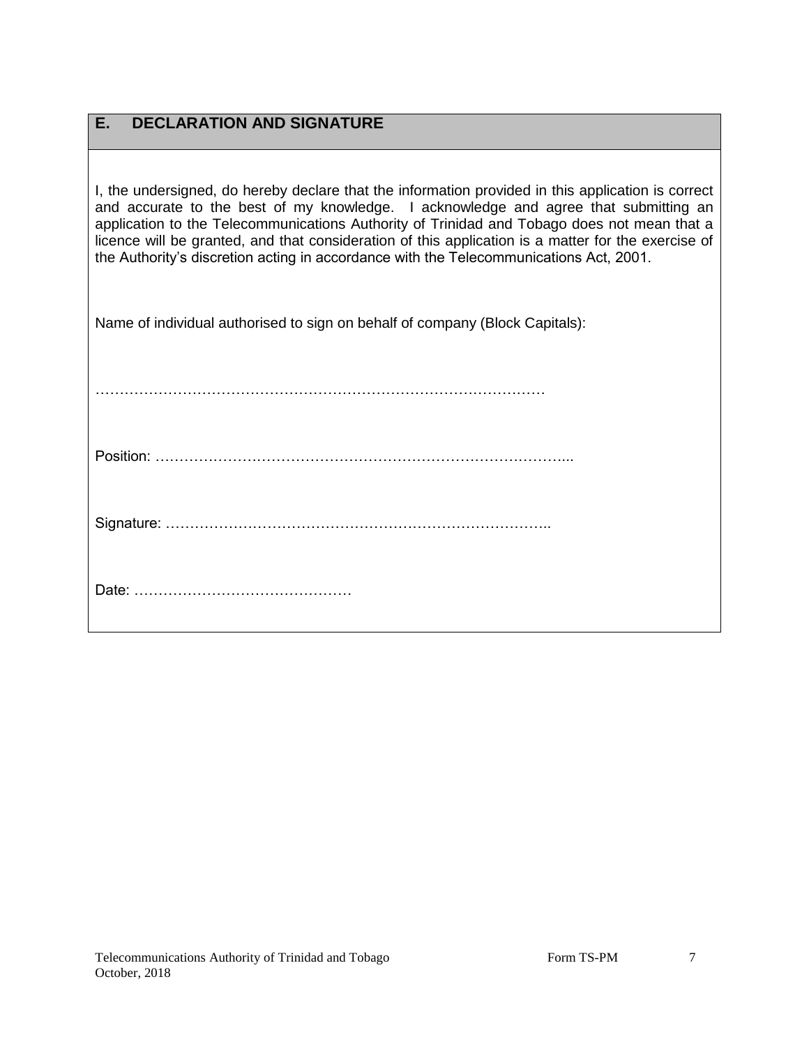## E. DECLARATION AND SIGNATURE

I, the undersigned, do hereby declare that the information provided in this application is correct and accurate to the best of my knowledge. I acknowledge and agree that submitting an application to the Telecommunications Authority of Trinidad and Tobago does not mean that a licence will be granted, and that consideration of this application is a matter for the exercise of the Authority's discretion acting in accordance with the Telecommunications Act, 2001.

Name of individual authorised to sign on behalf of company (Block Capitals):

……………………………………………………………………………………

Position: …………………………………………………………………………...

Signature: ……………………………………………………………………..

Date: ………………………………………